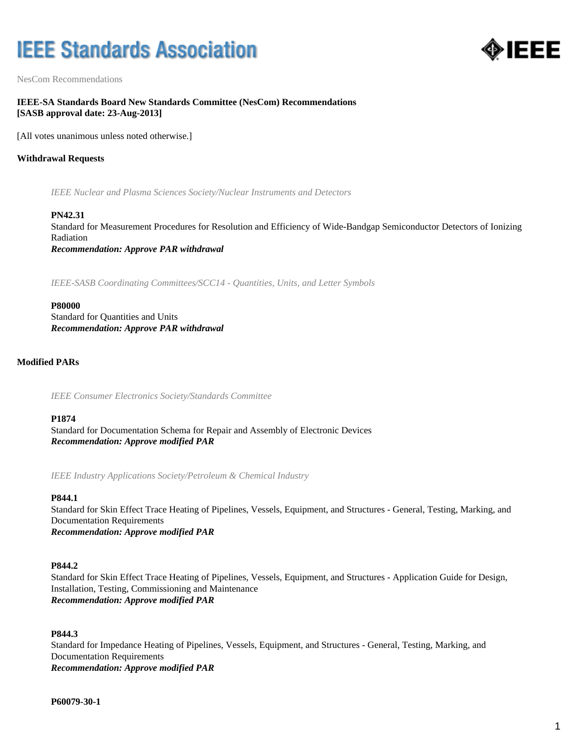# IEEE Standards Association

NesCom Recommendations

**IEEE-SA Standards Board New Standards Committee (NesCom) Recommendations**
**[SASB approval date: 23-Aug-2013]**

[All votes unanimous unless noted otherwise.]

## Withdrawal Requests

*IEEE Nuclear and Plasma Sciences Society/Nuclear Instruments and Detectors*

**PN42.31**
Standard for Measurement Procedures for Resolution and Efficiency of Wide-Bandgap Semiconductor Detectors of Ionizing Radiation
***Recommendation: Approve PAR withdrawal***

*IEEE-SASB Coordinating Committees/SCC14 - Quantities, Units, and Letter Symbols*

**P80000**
Standard for Quantities and Units
***Recommendation: Approve PAR withdrawal***

## Modified PARs

*IEEE Consumer Electronics Society/Standards Committee*

**P1874**
Standard for Documentation Schema for Repair and Assembly of Electronic Devices
***Recommendation: Approve modified PAR***

*IEEE Industry Applications Society/Petroleum & Chemical Industry*

**P844.1**
Standard for Skin Effect Trace Heating of Pipelines, Vessels, Equipment, and Structures - General, Testing, Marking, and Documentation Requirements
***Recommendation: Approve modified PAR***

**P844.2**
Standard for Skin Effect Trace Heating of Pipelines, Vessels, Equipment, and Structures - Application Guide for Design, Installation, Testing, Commissioning and Maintenance
***Recommendation: Approve modified PAR***

**P844.3**
Standard for Impedance Heating of Pipelines, Vessels, Equipment, and Structures - General, Testing, Marking, and Documentation Requirements
***Recommendation: Approve modified PAR***

**P60079-30-1**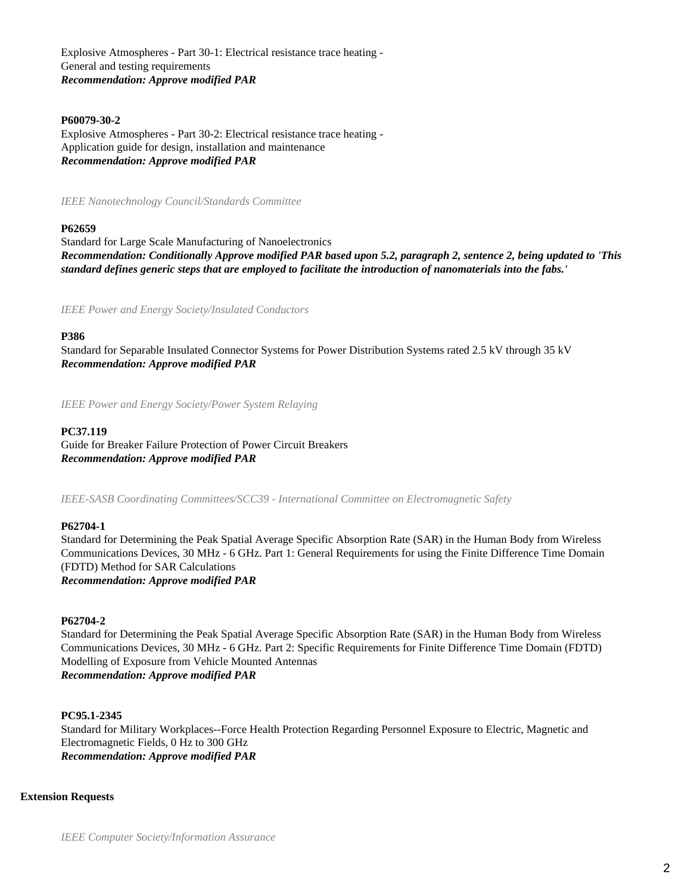Explosive Atmospheres - Part 30-1: Electrical resistance trace heating - General and testing requirements
***Recommendation: Approve modified PAR***

**P60079-30-2**
Explosive Atmospheres - Part 30-2: Electrical resistance trace heating - Application guide for design, installation and maintenance
***Recommendation: Approve modified PAR***

*IEEE Nanotechnology Council/Standards Committee*

**P62659**
Standard for Large Scale Manufacturing of Nanoelectronics
***Recommendation: Conditionally Approve modified PAR based upon 5.2, paragraph 2, sentence 2, being updated to 'This standard defines generic steps that are employed to facilitate the introduction of nanomaterials into the fabs.'***

*IEEE Power and Energy Society/Insulated Conductors*

**P386**
Standard for Separable Insulated Connector Systems for Power Distribution Systems rated 2.5 kV through 35 kV
***Recommendation: Approve modified PAR***

*IEEE Power and Energy Society/Power System Relaying*

**PC37.119**
Guide for Breaker Failure Protection of Power Circuit Breakers
***Recommendation: Approve modified PAR***

*IEEE-SASB Coordinating Committees/SCC39 - International Committee on Electromagnetic Safety*

**P62704-1**
Standard for Determining the Peak Spatial Average Specific Absorption Rate (SAR) in the Human Body from Wireless Communications Devices, 30 MHz - 6 GHz. Part 1: General Requirements for using the Finite Difference Time Domain (FDTD) Method for SAR Calculations
***Recommendation: Approve modified PAR***

**P62704-2**
Standard for Determining the Peak Spatial Average Specific Absorption Rate (SAR) in the Human Body from Wireless Communications Devices, 30 MHz - 6 GHz. Part 2: Specific Requirements for Finite Difference Time Domain (FDTD) Modelling of Exposure from Vehicle Mounted Antennas
***Recommendation: Approve modified PAR***

**PC95.1-2345**
Standard for Military Workplaces--Force Health Protection Regarding Personnel Exposure to Electric, Magnetic and Electromagnetic Fields, 0 Hz to 300 GHz
***Recommendation: Approve modified PAR***

**Extension Requests**

*IEEE Computer Society/Information Assurance*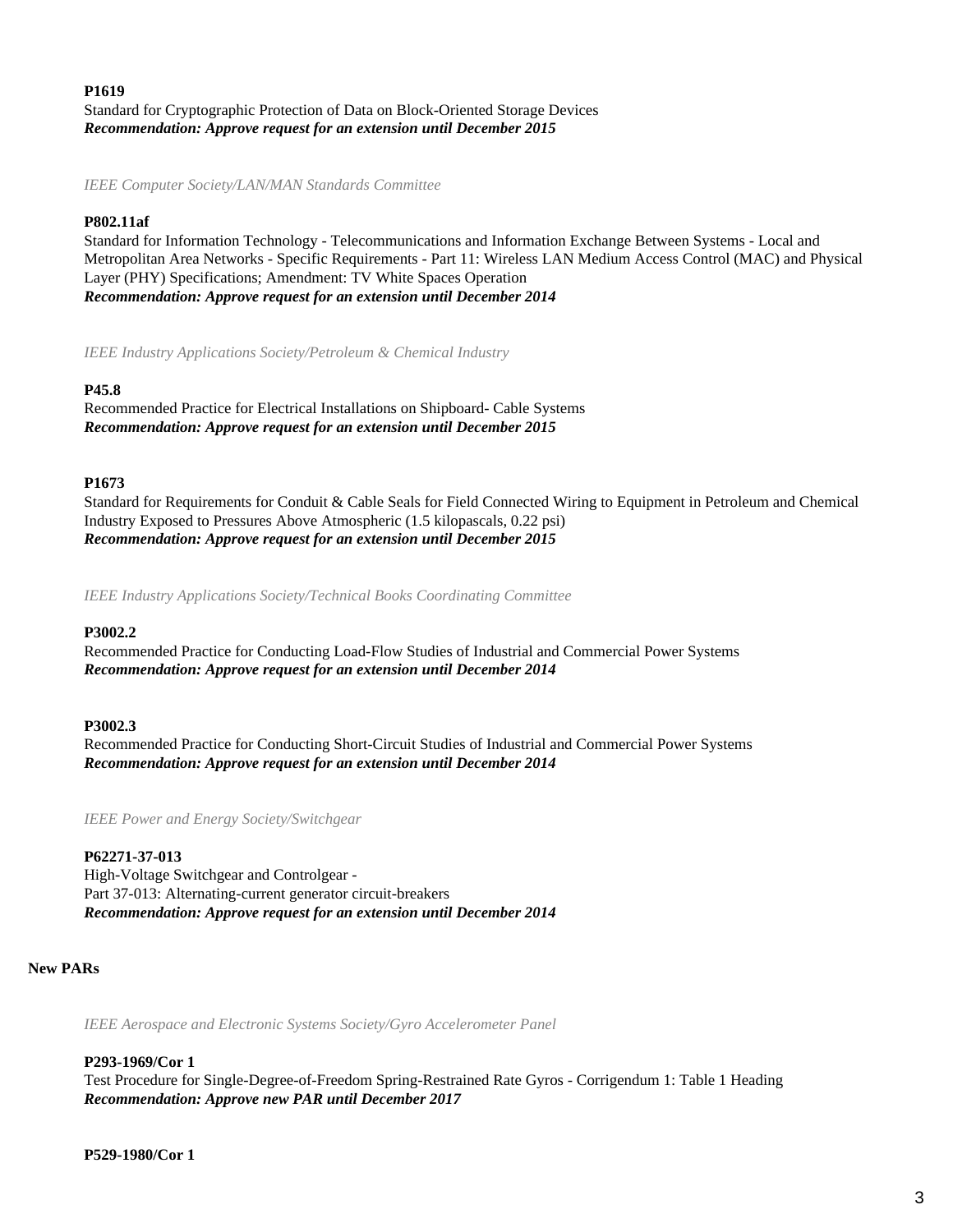**P1619**

Standard for Cryptographic Protection of Data on Block-Oriented Storage Devices

***Recommendation: Approve request for an extension until December 2015***

*IEEE Computer Society/LAN/MAN Standards Committee*

**P802.11af**

Standard for Information Technology - Telecommunications and Information Exchange Between Systems - Local and Metropolitan Area Networks - Specific Requirements - Part 11: Wireless LAN Medium Access Control (MAC) and Physical Layer (PHY) Specifications; Amendment: TV White Spaces Operation

***Recommendation: Approve request for an extension until December 2014***

*IEEE Industry Applications Society/Petroleum & Chemical Industry*

**P45.8**

Recommended Practice for Electrical Installations on Shipboard- Cable Systems

***Recommendation: Approve request for an extension until December 2015***

**P1673**

Standard for Requirements for Conduit & Cable Seals for Field Connected Wiring to Equipment in Petroleum and Chemical Industry Exposed to Pressures Above Atmospheric (1.5 kilopascals, 0.22 psi)

***Recommendation: Approve request for an extension until December 2015***

*IEEE Industry Applications Society/Technical Books Coordinating Committee*

**P3002.2**

Recommended Practice for Conducting Load-Flow Studies of Industrial and Commercial Power Systems

***Recommendation: Approve request for an extension until December 2014***

**P3002.3**

Recommended Practice for Conducting Short-Circuit Studies of Industrial and Commercial Power Systems

***Recommendation: Approve request for an extension until December 2014***

*IEEE Power and Energy Society/Switchgear*

**P62271-37-013**

High-Voltage Switchgear and Controlgear -
Part 37-013: Alternating-current generator circuit-breakers

***Recommendation: Approve request for an extension until December 2014***

**New PARs**

*IEEE Aerospace and Electronic Systems Society/Gyro Accelerometer Panel*

**P293-1969/Cor 1**

Test Procedure for Single-Degree-of-Freedom Spring-Restrained Rate Gyros - Corrigendum 1: Table 1 Heading

***Recommendation: Approve new PAR until December 2017***

**P529-1980/Cor 1**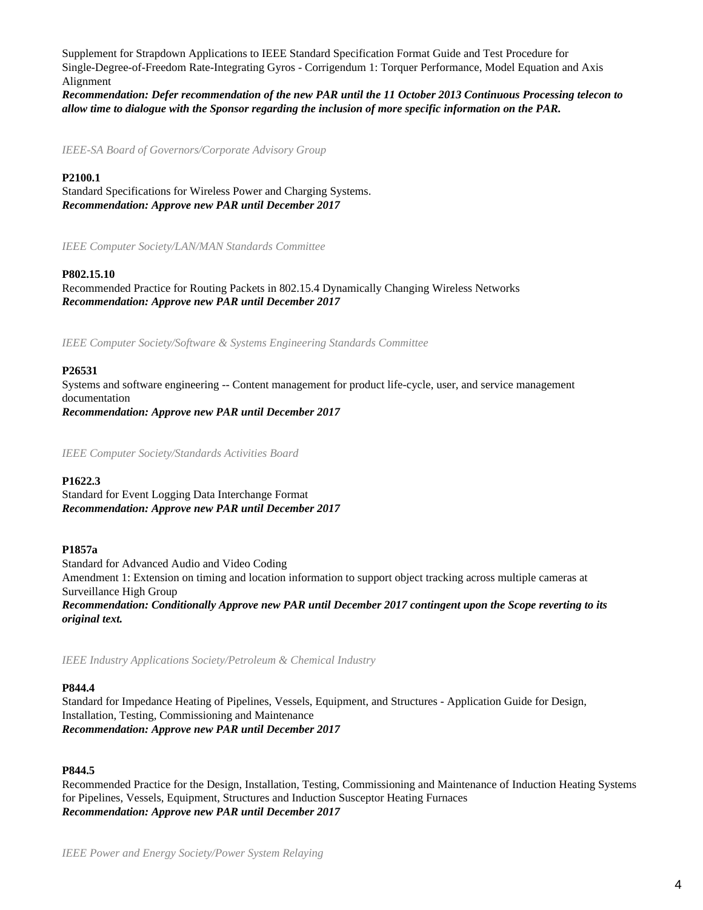Supplement for Strapdown Applications to IEEE Standard Specification Format Guide and Test Procedure for Single-Degree-of-Freedom Rate-Integrating Gyros - Corrigendum 1: Torquer Performance, Model Equation and Axis Alignment

***Recommendation: Defer recommendation of the new PAR until the 11 October 2013 Continuous Processing telecon to allow time to dialogue with the Sponsor regarding the inclusion of more specific information on the PAR.***

*IEEE-SA Board of Governors/Corporate Advisory Group*

**P2100.1**

Standard Specifications for Wireless Power and Charging Systems.

***Recommendation: Approve new PAR until December 2017***

*IEEE Computer Society/LAN/MAN Standards Committee*

**P802.15.10**

Recommended Practice for Routing Packets in 802.15.4 Dynamically Changing Wireless Networks

***Recommendation: Approve new PAR until December 2017***

*IEEE Computer Society/Software & Systems Engineering Standards Committee*

**P26531**

Systems and software engineering -- Content management for product life-cycle, user, and service management documentation

***Recommendation: Approve new PAR until December 2017***

*IEEE Computer Society/Standards Activities Board*

**P1622.3**

Standard for Event Logging Data Interchange Format

***Recommendation: Approve new PAR until December 2017***

**P1857a**

Standard for Advanced Audio and Video Coding

Amendment 1: Extension on timing and location information to support object tracking across multiple cameras at Surveillance High Group

***Recommendation: Conditionally Approve new PAR until December 2017 contingent upon the Scope reverting to its original text.***

*IEEE Industry Applications Society/Petroleum & Chemical Industry*

**P844.4**

Standard for Impedance Heating of Pipelines, Vessels, Equipment, and Structures - Application Guide for Design, Installation, Testing, Commissioning and Maintenance

***Recommendation: Approve new PAR until December 2017***

**P844.5**

Recommended Practice for the Design, Installation, Testing, Commissioning and Maintenance of Induction Heating Systems for Pipelines, Vessels, Equipment, Structures and Induction Susceptor Heating Furnaces

***Recommendation: Approve new PAR until December 2017***

*IEEE Power and Energy Society/Power System Relaying*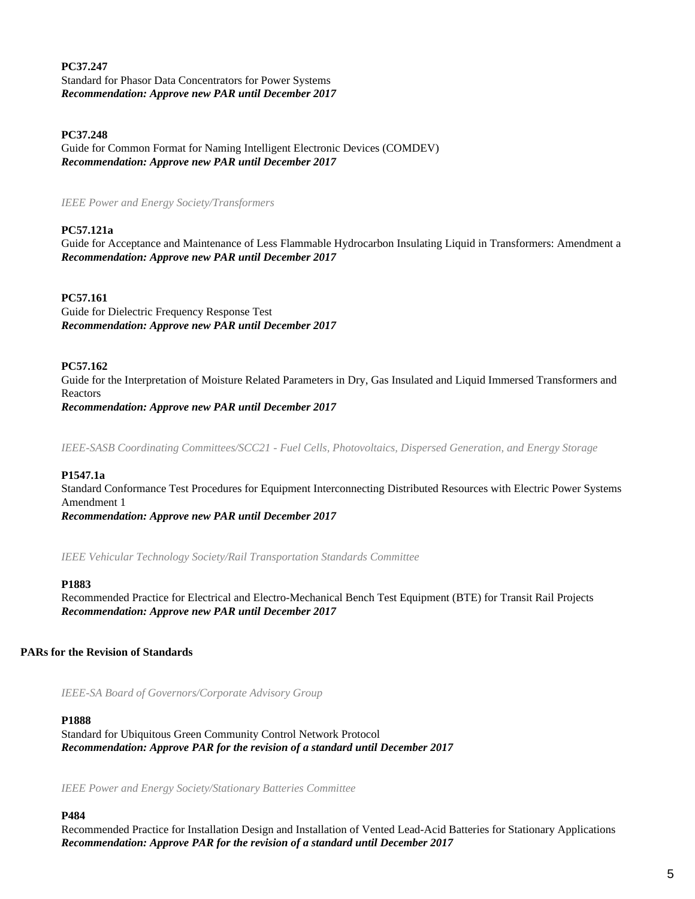**PC37.247**
Standard for Phasor Data Concentrators for Power Systems
***Recommendation: Approve new PAR until December 2017***

**PC37.248**
Guide for Common Format for Naming Intelligent Electronic Devices (COMDEV)
***Recommendation: Approve new PAR until December 2017***

*IEEE Power and Energy Society/Transformers*

**PC57.121a**
Guide for Acceptance and Maintenance of Less Flammable Hydrocarbon Insulating Liquid in Transformers: Amendment a
***Recommendation: Approve new PAR until December 2017***

**PC57.161**
Guide for Dielectric Frequency Response Test
***Recommendation: Approve new PAR until December 2017***

**PC57.162**
Guide for the Interpretation of Moisture Related Parameters in Dry, Gas Insulated and Liquid Immersed Transformers and Reactors
***Recommendation: Approve new PAR until December 2017***

*IEEE-SASB Coordinating Committees/SCC21 - Fuel Cells, Photovoltaics, Dispersed Generation, and Energy Storage*

**P1547.1a**
Standard Conformance Test Procedures for Equipment Interconnecting Distributed Resources with Electric Power Systems Amendment 1
***Recommendation: Approve new PAR until December 2017***

*IEEE Vehicular Technology Society/Rail Transportation Standards Committee*

**P1883**
Recommended Practice for Electrical and Electro-Mechanical Bench Test Equipment (BTE) for Transit Rail Projects
***Recommendation: Approve new PAR until December 2017***

**PARs for the Revision of Standards**

*IEEE-SA Board of Governors/Corporate Advisory Group*

**P1888**
Standard for Ubiquitous Green Community Control Network Protocol
***Recommendation: Approve PAR for the revision of a standard until December 2017***

*IEEE Power and Energy Society/Stationary Batteries Committee*

**P484**
Recommended Practice for Installation Design and Installation of Vented Lead-Acid Batteries for Stationary Applications
***Recommendation: Approve PAR for the revision of a standard until December 2017***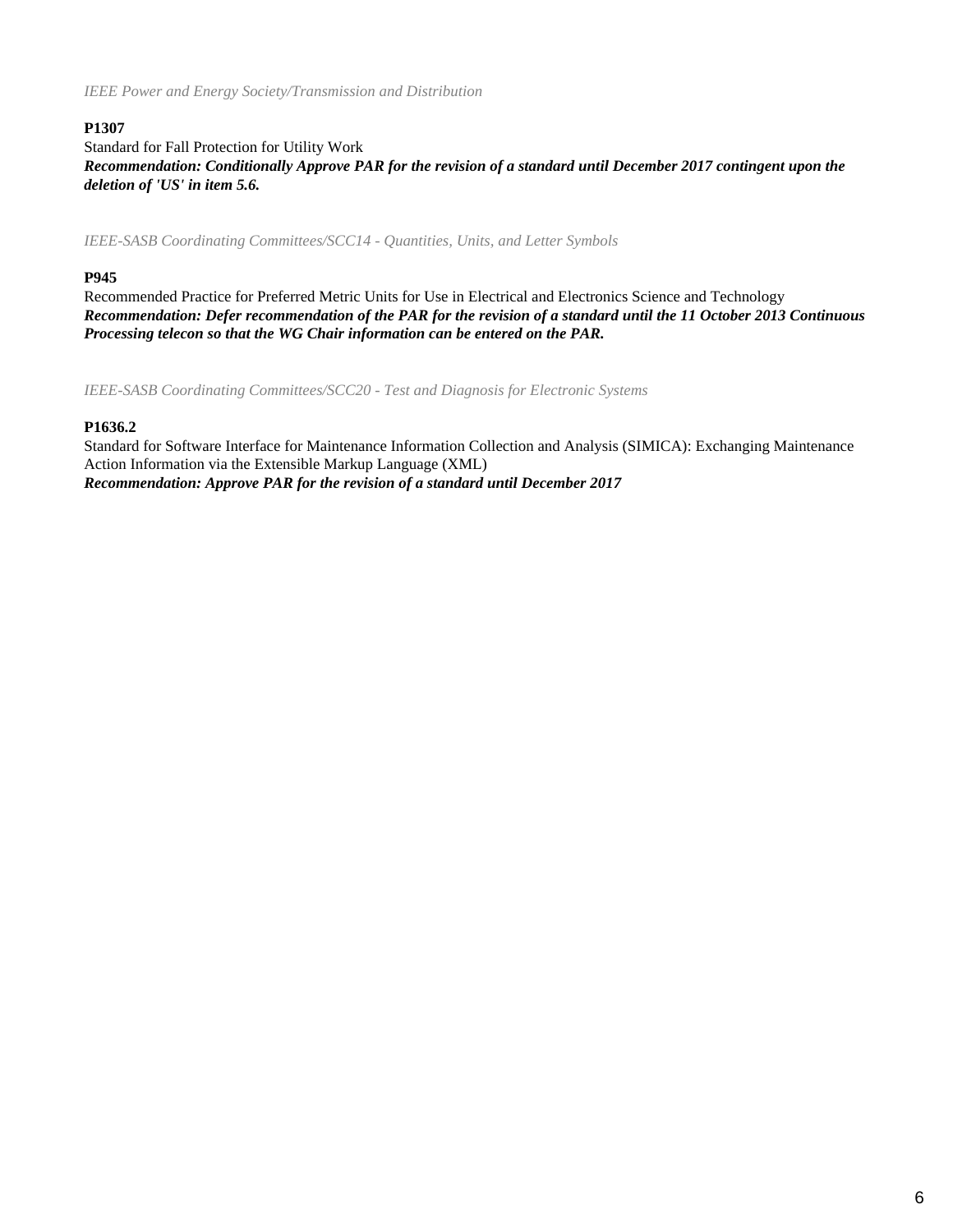*IEEE Power and Energy Society/Transmission and Distribution*

**P1307**

Standard for Fall Protection for Utility Work

***Recommendation: Conditionally Approve PAR for the revision of a standard until December 2017 contingent upon the deletion of 'US' in item 5.6.***

*IEEE-SASB Coordinating Committees/SCC14 - Quantities, Units, and Letter Symbols*

**P945**

Recommended Practice for Preferred Metric Units for Use in Electrical and Electronics Science and Technology

***Recommendation: Defer recommendation of the PAR for the revision of a standard until the 11 October 2013 Continuous Processing telecon so that the WG Chair information can be entered on the PAR.***

*IEEE-SASB Coordinating Committees/SCC20 - Test and Diagnosis for Electronic Systems*

**P1636.2**

Standard for Software Interface for Maintenance Information Collection and Analysis (SIMICA): Exchanging Maintenance Action Information via the Extensible Markup Language (XML)

***Recommendation: Approve PAR for the revision of a standard until December 2017***